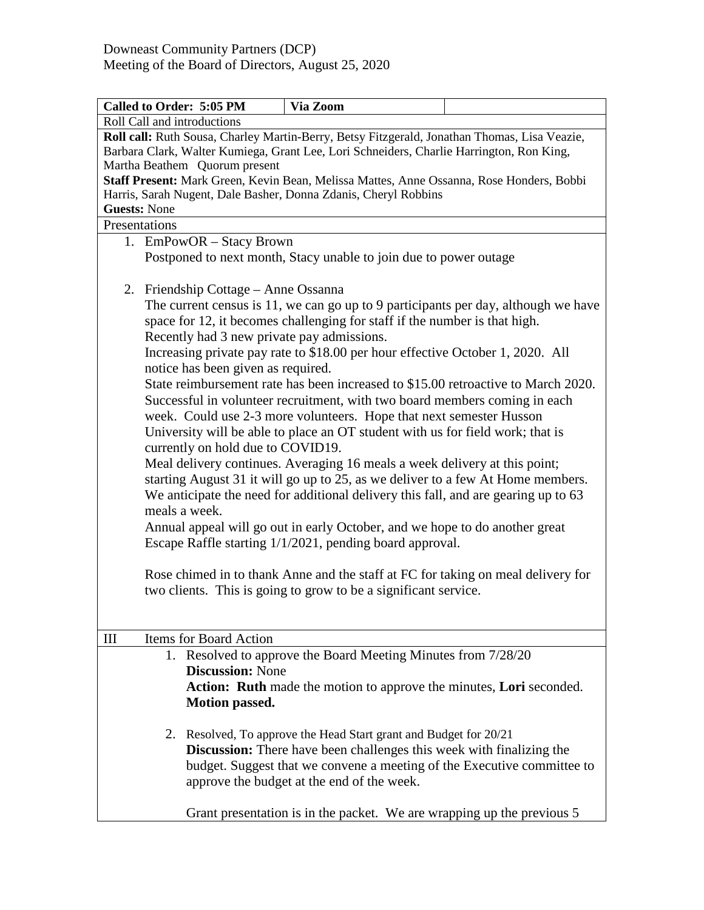Downeast Community Partners (DCP)
Meeting of the Board of Directors, August 25, 2020

| **Called to Order: 5:05 PM** | **Via Zoom** | |
|---|---|---|

Roll Call and introductions

**Roll call:** Ruth Sousa, Charley Martin-Berry, Betsy Fitzgerald, Jonathan Thomas, Lisa Veazie, Barbara Clark, Walter Kumiega, Grant Lee, Lori Schneiders, Charlie Harrington, Ron King, Martha Beathem Quorum present

**Staff Present:** Mark Green, Kevin Bean, Melissa Mattes, Anne Ossanna, Rose Honders, Bobbi Harris, Sarah Nugent, Dale Basher, Donna Zdanis, Cheryl Robbins

**Guests:** None

Presentations

1. EmPowOR – Stacy Brown
   Postponed to next month, Stacy unable to join due to power outage

2. Friendship Cottage – Anne Ossanna
   The current census is 11, we can go up to 9 participants per day, although we have space for 12, it becomes challenging for staff if the number is that high.
   Recently had 3 new private pay admissions.
   Increasing private pay rate to $18.00 per hour effective October 1, 2020. All notice has been given as required.
   State reimbursement rate has been increased to $15.00 retroactive to March 2020.
   Successful in volunteer recruitment, with two board members coming in each week. Could use 2-3 more volunteers. Hope that next semester Husson University will be able to place an OT student with us for field work; that is currently on hold due to COVID19.
   Meal delivery continues. Averaging 16 meals a week delivery at this point; starting August 31 it will go up to 25, as we deliver to a few At Home members. We anticipate the need for additional delivery this fall, and are gearing up to 63 meals a week.
   Annual appeal will go out in early October, and we hope to do another great Escape Raffle starting 1/1/2021, pending board approval.

   Rose chimed in to thank Anne and the staff at FC for taking on meal delivery for two clients. This is going to grow to be a significant service.

III Items for Board Action

1. Resolved to approve the Board Meeting Minutes from 7/28/20
   **Discussion:** None
   **Action: Ruth** made the motion to approve the minutes, **Lori** seconded. **Motion passed.**

2. Resolved, To approve the Head Start grant and Budget for 20/21
   **Discussion:** There have been challenges this week with finalizing the budget. Suggest that we convene a meeting of the Executive committee to approve the budget at the end of the week.

   Grant presentation is in the packet. We are wrapping up the previous 5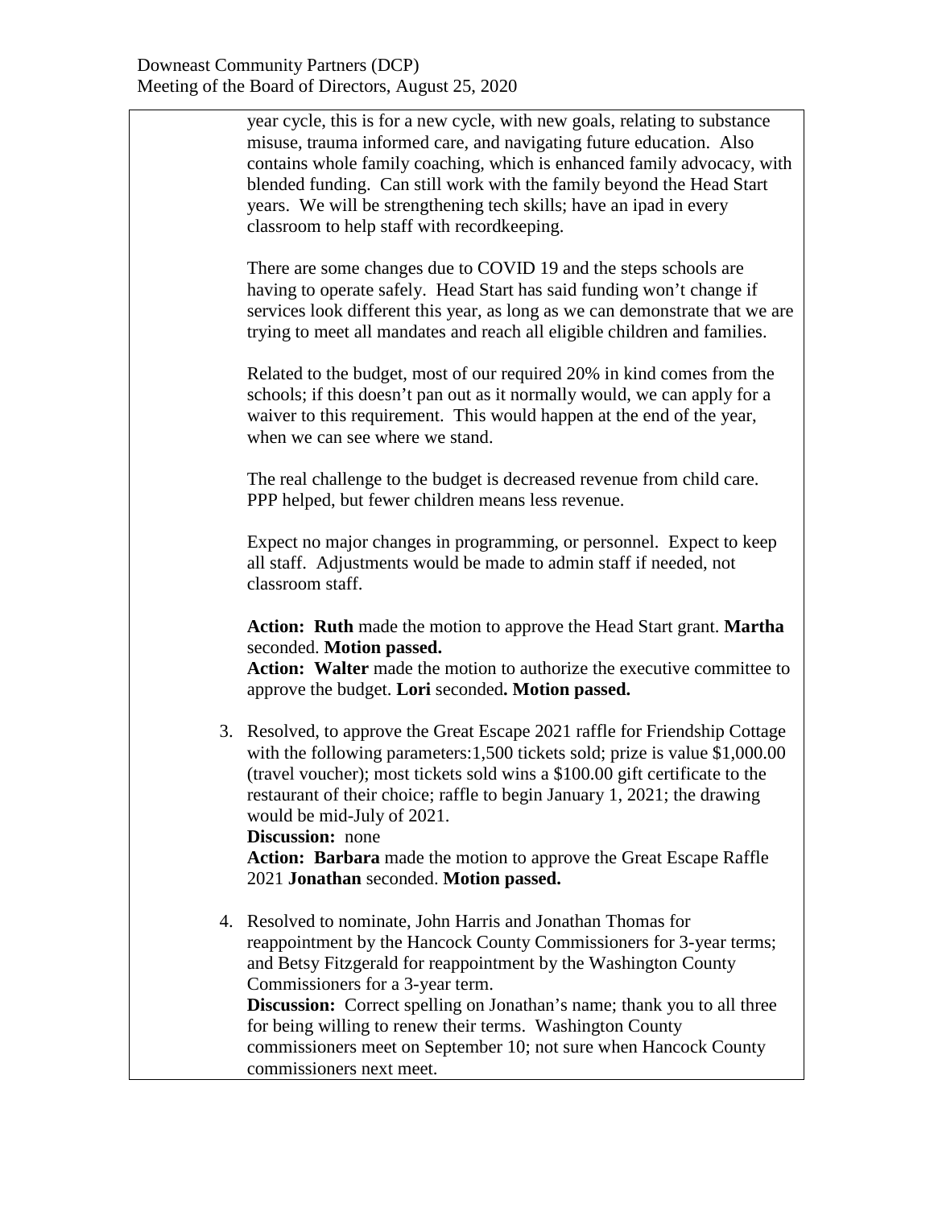year cycle, this is for a new cycle, with new goals, relating to substance misuse, trauma informed care, and navigating future education. Also contains whole family coaching, which is enhanced family advocacy, with blended funding. Can still work with the family beyond the Head Start years. We will be strengthening tech skills; have an ipad in every classroom to help staff with recordkeeping.

There are some changes due to COVID 19 and the steps schools are having to operate safely. Head Start has said funding won't change if services look different this year, as long as we can demonstrate that we are trying to meet all mandates and reach all eligible children and families.

Related to the budget, most of our required 20% in kind comes from the schools; if this doesn't pan out as it normally would, we can apply for a waiver to this requirement. This would happen at the end of the year, when we can see where we stand.

The real challenge to the budget is decreased revenue from child care. PPP helped, but fewer children means less revenue.

Expect no major changes in programming, or personnel. Expect to keep all staff. Adjustments would be made to admin staff if needed, not classroom staff.

**Action: Ruth** made the motion to approve the Head Start grant. **Martha** seconded. **Motion passed.**
**Action: Walter** made the motion to authorize the executive committee to approve the budget. **Lori** seconded**. Motion passed.**

3. Resolved, to approve the Great Escape 2021 raffle for Friendship Cottage with the following parameters:1,500 tickets sold; prize is value $1,000.00 (travel voucher); most tickets sold wins a $100.00 gift certificate to the restaurant of their choice; raffle to begin January 1, 2021; the drawing would be mid-July of 2021.
   **Discussion:** none
   **Action: Barbara** made the motion to approve the Great Escape Raffle 2021 **Jonathan** seconded. **Motion passed.**

4. Resolved to nominate, John Harris and Jonathan Thomas for reappointment by the Hancock County Commissioners for 3-year terms; and Betsy Fitzgerald for reappointment by the Washington County Commissioners for a 3-year term.
   **Discussion:** Correct spelling on Jonathan's name; thank you to all three for being willing to renew their terms. Washington County commissioners meet on September 10; not sure when Hancock County commissioners next meet.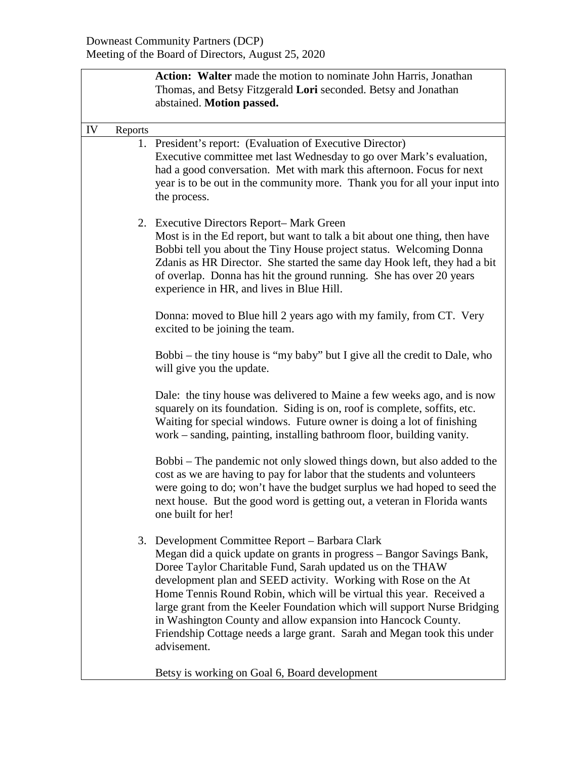**Action: Walter** made the motion to nominate John Harris, Jonathan Thomas, and Betsy Fitzgerald **Lori** seconded. Betsy and Jonathan abstained. **Motion passed.**

IV Reports

1. President's report: (Evaluation of Executive Director)
Executive committee met last Wednesday to go over Mark's evaluation, had a good conversation. Met with mark this afternoon. Focus for next year is to be out in the community more. Thank you for all your input into the process.

2. Executive Directors Report– Mark Green
Most is in the Ed report, but want to talk a bit about one thing, then have Bobbi tell you about the Tiny House project status. Welcoming Donna Zdanis as HR Director. She started the same day Hook left, they had a bit of overlap. Donna has hit the ground running. She has over 20 years experience in HR, and lives in Blue Hill.

   Donna: moved to Blue hill 2 years ago with my family, from CT. Very excited to be joining the team.

   Bobbi – the tiny house is "my baby" but I give all the credit to Dale, who will give you the update.

   Dale: the tiny house was delivered to Maine a few weeks ago, and is now squarely on its foundation. Siding is on, roof is complete, soffits, etc. Waiting for special windows. Future owner is doing a lot of finishing work – sanding, painting, installing bathroom floor, building vanity.

   Bobbi – The pandemic not only slowed things down, but also added to the cost as we are having to pay for labor that the students and volunteers were going to do; won't have the budget surplus we had hoped to seed the next house. But the good word is getting out, a veteran in Florida wants one built for her!

3. Development Committee Report – Barbara Clark
Megan did a quick update on grants in progress – Bangor Savings Bank, Doree Taylor Charitable Fund, Sarah updated us on the THAW development plan and SEED activity. Working with Rose on the At Home Tennis Round Robin, which will be virtual this year. Received a large grant from the Keeler Foundation which will support Nurse Bridging in Washington County and allow expansion into Hancock County. Friendship Cottage needs a large grant. Sarah and Megan took this under advisement.

   Betsy is working on Goal 6, Board development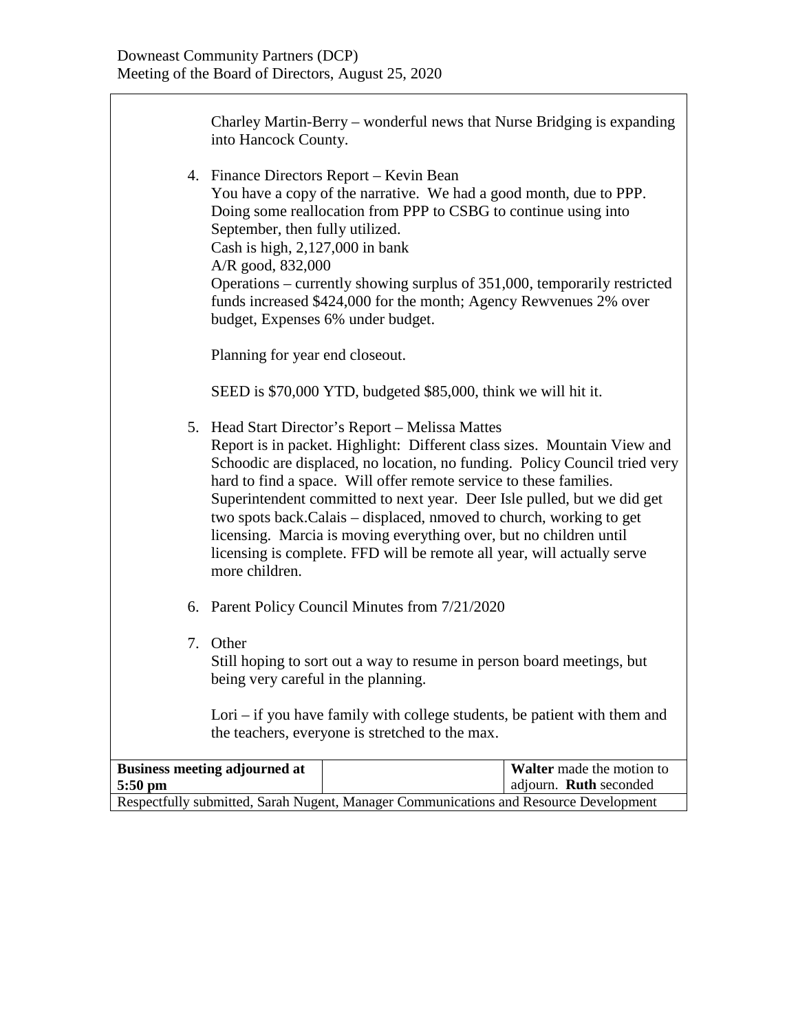Charley Martin-Berry – wonderful news that Nurse Bridging is expanding into Hancock County.

4. Finance Directors Report – Kevin Bean
   You have a copy of the narrative. We had a good month, due to PPP. Doing some reallocation from PPP to CSBG to continue using into September, then fully utilized.
   Cash is high, 2,127,000 in bank
   A/R good, 832,000
   Operations – currently showing surplus of 351,000, temporarily restricted funds increased $424,000 for the month; Agency Rewvenues 2% over budget, Expenses 6% under budget.

   Planning for year end closeout.

   SEED is $70,000 YTD, budgeted $85,000, think we will hit it.

5. Head Start Director's Report – Melissa Mattes
   Report is in packet. Highlight: Different class sizes. Mountain View and Schoodic are displaced, no location, no funding. Policy Council tried very hard to find a space. Will offer remote service to these families. Superintendent committed to next year. Deer Isle pulled, but we did get two spots back.Calais – displaced, nmoved to church, working to get licensing. Marcia is moving everything over, but no children until licensing is complete. FFD will be remote all year, will actually serve more children.

6. Parent Policy Council Minutes from 7/21/2020

7. Other
   Still hoping to sort out a way to resume in person board meetings, but being very careful in the planning.

   Lori – if you have family with college students, be patient with them and the teachers, everyone is stretched to the max.

| | | |
|---|---|---|
| **Business meeting adjourned at 5:50 pm** | | **Walter** made the motion to adjourn. **Ruth** seconded |

Respectfully submitted, Sarah Nugent, Manager Communications and Resource Development